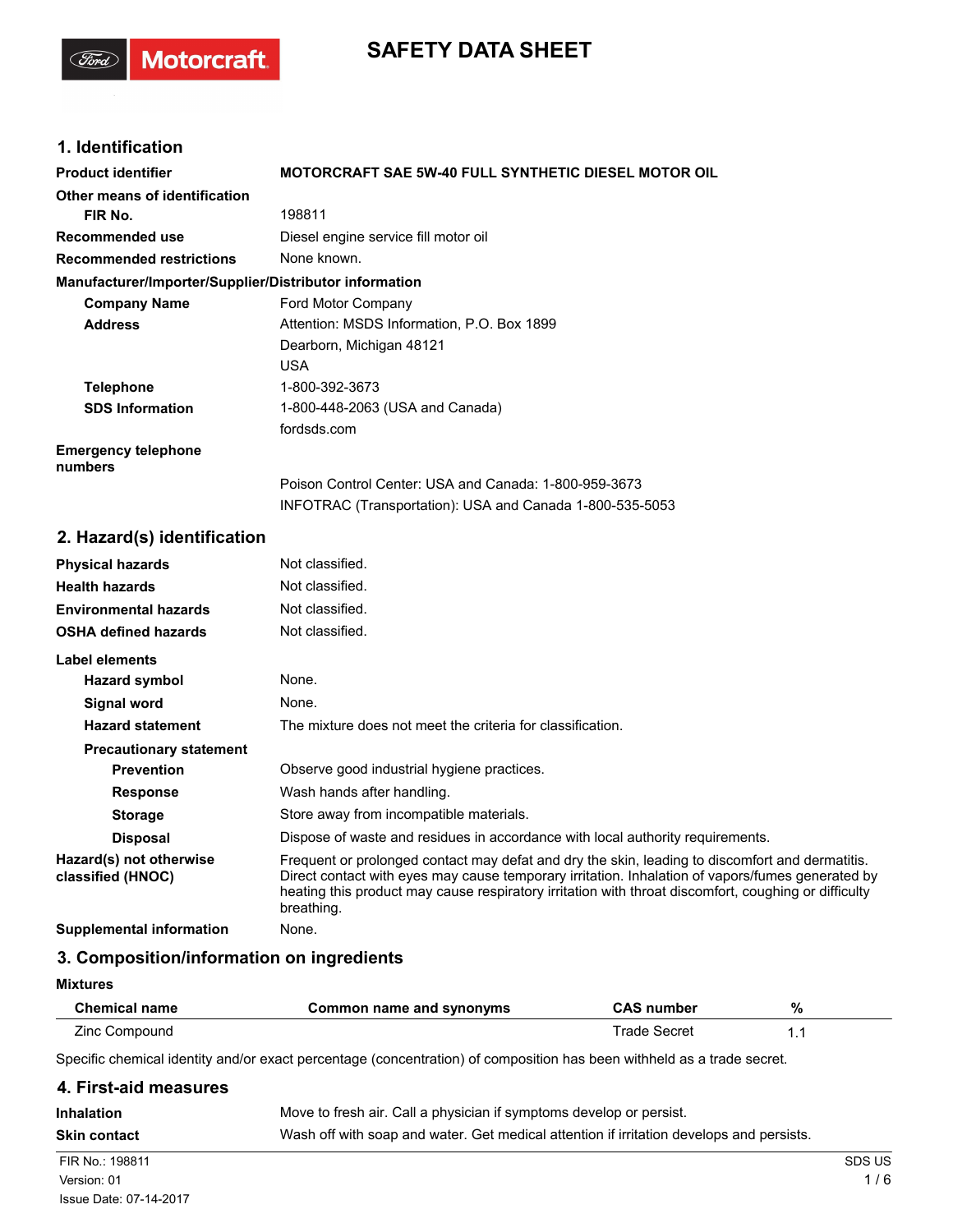# SAFETY DATA SHEET

## 1. Identification

**Product identifier** MOTORCRAFT SAE 5W-40 FULL SYNTHETIC DIESEL MOTOR OIL

**Other means of identification**

**FIR No.** 198811

**Recommended use** Diesel engine service fill motor oil

**Recommended restrictions** None known.

**Manufacturer/Importer/Supplier/Distributor information**

**Company Name** Ford Motor Company

**Address** Attention: MSDS Information, P.O. Box 1899
Dearborn, Michigan 48121
USA

**Telephone** 1-800-392-3673

**SDS Information** 1-800-448-2063 (USA and Canada)
fordsds.com

**Emergency telephone numbers**
Poison Control Center: USA and Canada: 1-800-959-3673
INFOTRAC (Transportation): USA and Canada 1-800-535-5053

## 2. Hazard(s) identification

**Physical hazards** Not classified.

**Health hazards** Not classified.

**Environmental hazards** Not classified.

**OSHA defined hazards** Not classified.

**Label elements**

**Hazard symbol** None.

**Signal word** None.

**Hazard statement** The mixture does not meet the criteria for classification.

**Precautionary statement**

**Prevention** Observe good industrial hygiene practices.

**Response** Wash hands after handling.

**Storage** Store away from incompatible materials.

**Disposal** Dispose of waste and residues in accordance with local authority requirements.

**Hazard(s) not otherwise classified (HNOC)** Frequent or prolonged contact may defat and dry the skin, leading to discomfort and dermatitis. Direct contact with eyes may cause temporary irritation. Inhalation of vapors/fumes generated by heating this product may cause respiratory irritation with throat discomfort, coughing or difficulty breathing.

**Supplemental information** None.

## 3. Composition/information on ingredients

**Mixtures**

| Chemical name | Common name and synonyms | CAS number | % |
|---|---|---|---|
| Zinc Compound | | Trade Secret | 1.1 |

Specific chemical identity and/or exact percentage (concentration) of composition has been withheld as a trade secret.

## 4. First-aid measures

**Inhalation** Move to fresh air. Call a physician if symptoms develop or persist.

**Skin contact** Wash off with soap and water. Get medical attention if irritation develops and persists.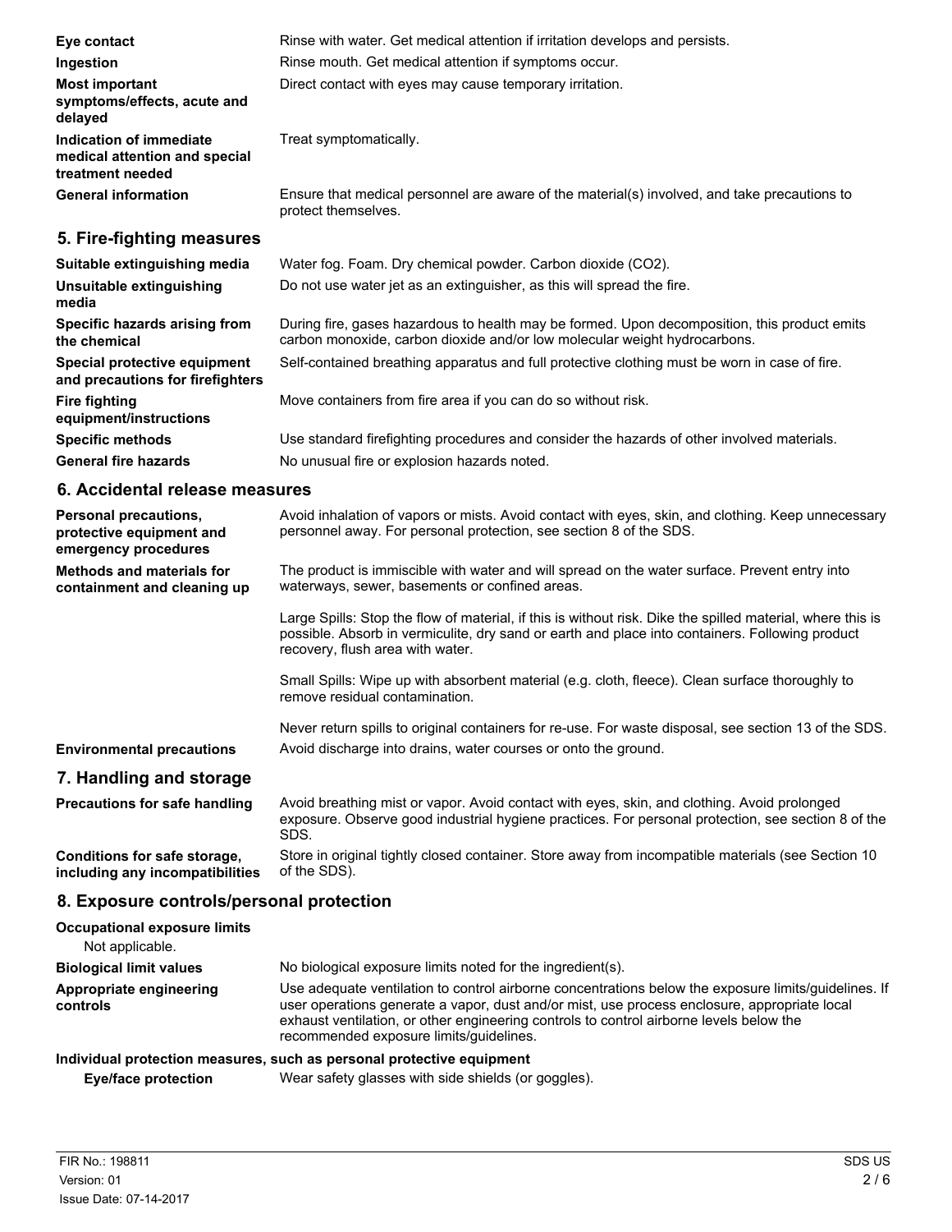| | |
|---|---|
| **Eye contact** | Rinse with water. Get medical attention if irritation develops and persists. |
| **Ingestion** | Rinse mouth. Get medical attention if symptoms occur. |
| **Most important symptoms/effects, acute and delayed** | Direct contact with eyes may cause temporary irritation. |
| **Indication of immediate medical attention and special treatment needed** | Treat symptomatically. |
| **General information** | Ensure that medical personnel are aware of the material(s) involved, and take precautions to protect themselves. |

## 5. Fire-fighting measures

| | |
|---|---|
| **Suitable extinguishing media** | Water fog. Foam. Dry chemical powder. Carbon dioxide ($CO_2$). |
| **Unsuitable extinguishing media** | Do not use water jet as an extinguisher, as this will spread the fire. |
| **Specific hazards arising from the chemical** | During fire, gases hazardous to health may be formed. Upon decomposition, this product emits carbon monoxide, carbon dioxide and/or low molecular weight hydrocarbons. |
| **Special protective equipment and precautions for firefighters** | Self-contained breathing apparatus and full protective clothing must be worn in case of fire. |
| **Fire fighting equipment/instructions** | Move containers from fire area if you can do so without risk. |
| **Specific methods** | Use standard firefighting procedures and consider the hazards of other involved materials. |
| **General fire hazards** | No unusual fire or explosion hazards noted. |

## 6. Accidental release measures

| | |
|---|---|
| **Personal precautions, protective equipment and emergency procedures** | Avoid inhalation of vapors or mists. Avoid contact with eyes, skin, and clothing. Keep unnecessary personnel away. For personal protection, see section 8 of the SDS. |
| **Methods and materials for containment and cleaning up** | The product is immiscible with water and will spread on the water surface. Prevent entry into waterways, sewer, basements or confined areas.<br><br>Large Spills: Stop the flow of material, if this is without risk. Dike the spilled material, where this is possible. Absorb in vermiculite, dry sand or earth and place into containers. Following product recovery, flush area with water.<br><br>Small Spills: Wipe up with absorbent material (e.g. cloth, fleece). Clean surface thoroughly to remove residual contamination.<br><br>Never return spills to original containers for re-use. For waste disposal, see section 13 of the SDS. |
| **Environmental precautions** | Avoid discharge into drains, water courses or onto the ground. |

## 7. Handling and storage

| | |
|---|---|
| **Precautions for safe handling** | Avoid breathing mist or vapor. Avoid contact with eyes, skin, and clothing. Avoid prolonged exposure. Observe good industrial hygiene practices. For personal protection, see section 8 of the SDS. |
| **Conditions for safe storage, including any incompatibilities** | Store in original tightly closed container. Store away from incompatible materials (see Section 10 of the SDS). |

## 8. Exposure controls/personal protection

**Occupational exposure limits**

Not applicable.

| | |
|---|---|
| **Biological limit values** | No biological exposure limits noted for the ingredient(s). |
| **Appropriate engineering controls** | Use adequate ventilation to control airborne concentrations below the exposure limits/guidelines. If user operations generate a vapor, dust and/or mist, use process enclosure, appropriate local exhaust ventilation, or other engineering controls to control airborne levels below the recommended exposure limits/guidelines. |

**Individual protection measures, such as personal protective equipment**

| | |
|---|---|
| **Eye/face protection** | Wear safety glasses with side shields (or goggles). |

FIR No.: 198811
Version: 01
Issue Date: 07-14-2017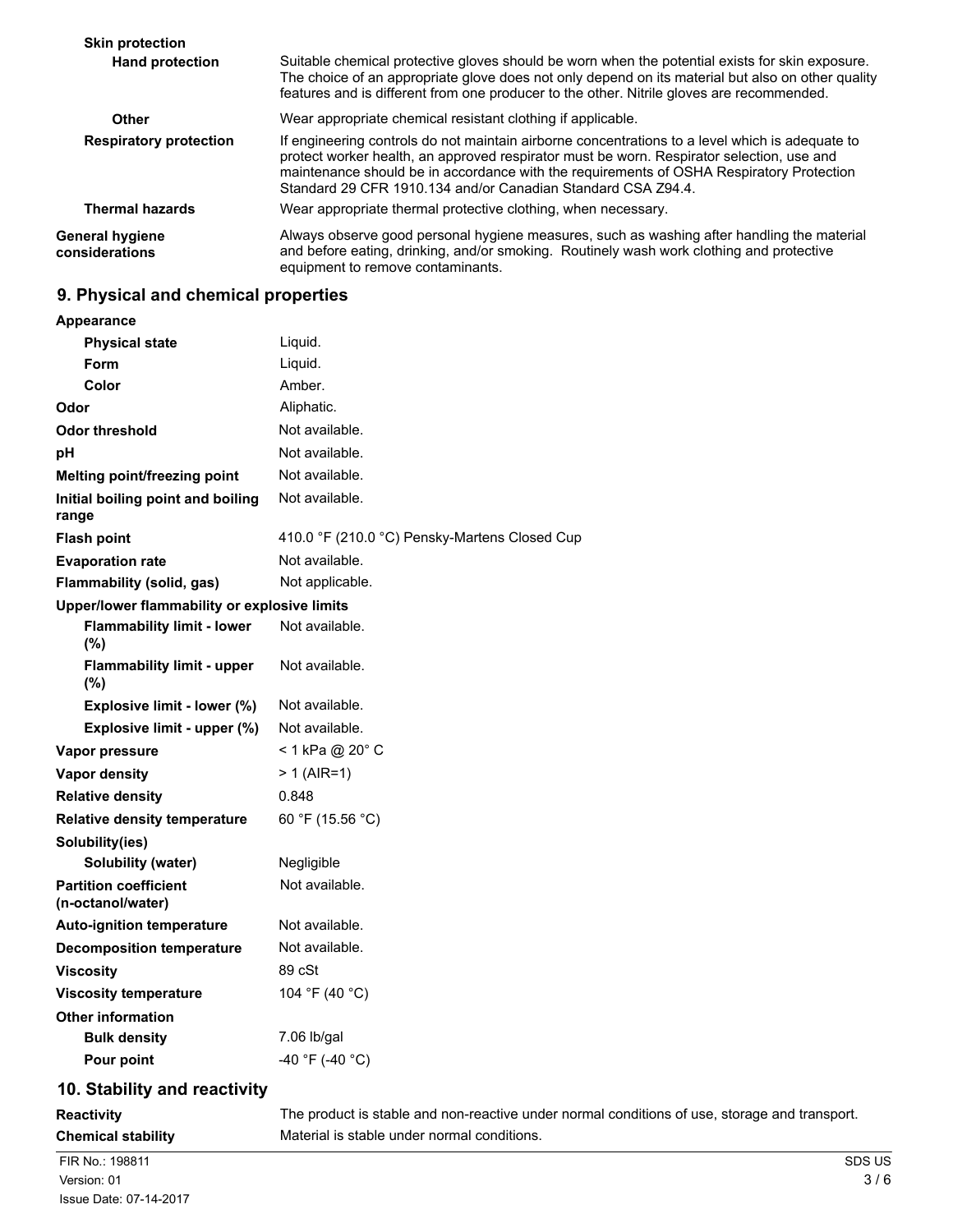**Skin protection**

| | |
|---|---|
| **Hand protection** | Suitable chemical protective gloves should be worn when the potential exists for skin exposure. The choice of an appropriate glove does not only depend on its material but also on other quality features and is different from one producer to the other. Nitrile gloves are recommended. |
| **Other** | Wear appropriate chemical resistant clothing if applicable. |
| **Respiratory protection** | If engineering controls do not maintain airborne concentrations to a level which is adequate to protect worker health, an approved respirator must be worn. Respirator selection, use and maintenance should be in accordance with the requirements of OSHA Respiratory Protection Standard 29 CFR 1910.134 and/or Canadian Standard CSA Z94.4. |
| **Thermal hazards** | Wear appropriate thermal protective clothing, when necessary. |
| **General hygiene considerations** | Always observe good personal hygiene measures, such as washing after handling the material and before eating, drinking, and/or smoking. Routinely wash work clothing and protective equipment to remove contaminants. |

## 9. Physical and chemical properties

**Appearance**

| | |
|---|---|
| **Physical state** | Liquid. |
| **Form** | Liquid. |
| **Color** | Amber. |
| **Odor** | Aliphatic. |
| **Odor threshold** | Not available. |
| **pH** | Not available. |
| **Melting point/freezing point** | Not available. |
| **Initial boiling point and boiling range** | Not available. |
| **Flash point** | 410.0 °F (210.0 °C) Pensky-Martens Closed Cup |
| **Evaporation rate** | Not available. |
| **Flammability (solid, gas)** | Not applicable. |
| **Upper/lower flammability or explosive limits** | |
| **Flammability limit - lower (%)** | Not available. |
| **Flammability limit - upper (%)** | Not available. |
| **Explosive limit - lower (%)** | Not available. |
| **Explosive limit - upper (%)** | Not available. |
| **Vapor pressure** | < 1 kPa @ 20° C |
| **Vapor density** | > 1 (AIR=1) |
| **Relative density** | 0.848 |
| **Relative density temperature** | 60 °F (15.56 °C) |
| **Solubility(ies)** | |
| **Solubility (water)** | Negligible |
| **Partition coefficient (n-octanol/water)** | Not available. |
| **Auto-ignition temperature** | Not available. |
| **Decomposition temperature** | Not available. |
| **Viscosity** | 89 cSt |
| **Viscosity temperature** | 104 °F (40 °C) |
| **Other information** | |
| **Bulk density** | 7.06 lb/gal |
| **Pour point** | -40 °F (-40 °C) |

## 10. Stability and reactivity

| | |
|---|---|
| **Reactivity** | The product is stable and non-reactive under normal conditions of use, storage and transport. |
| **Chemical stability** | Material is stable under normal conditions. |

FIR No.: 198811
Version: 01
Issue Date: 07-14-2017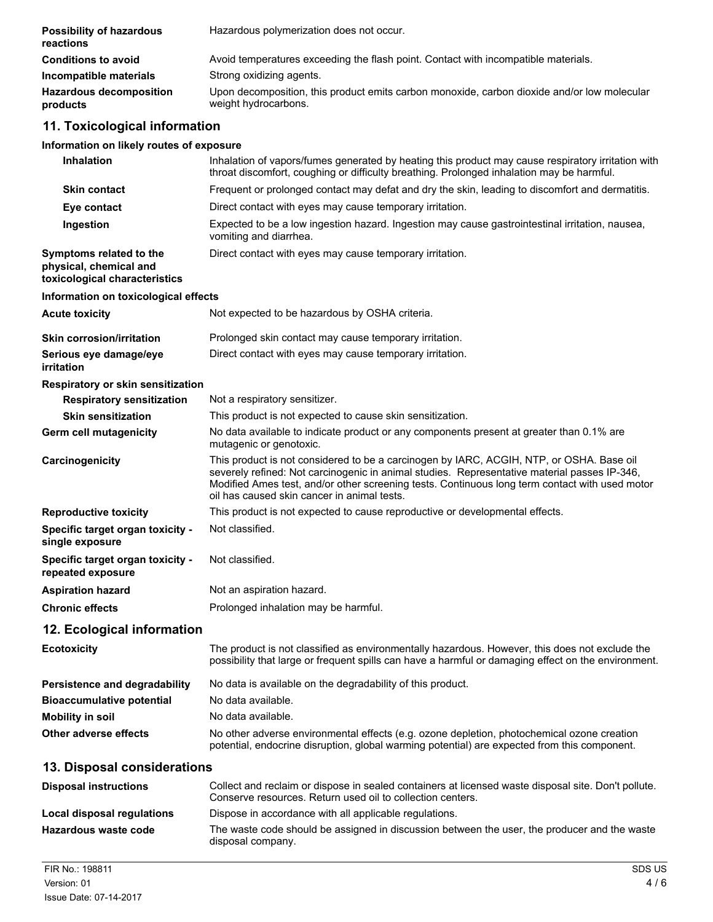| | |
|---|---|
| **Possibility of hazardous reactions** | Hazardous polymerization does not occur. |
| **Conditions to avoid** | Avoid temperatures exceeding the flash point. Contact with incompatible materials. |
| **Incompatible materials** | Strong oxidizing agents. |
| **Hazardous decomposition products** | Upon decomposition, this product emits carbon monoxide, carbon dioxide and/or low molecular weight hydrocarbons. |

## 11. Toxicological information

**Information on likely routes of exposure**

| | |
|---|---|
| **Inhalation** | Inhalation of vapors/fumes generated by heating this product may cause respiratory irritation with throat discomfort, coughing or difficulty breathing. Prolonged inhalation may be harmful. |
| **Skin contact** | Frequent or prolonged contact may defat and dry the skin, leading to discomfort and dermatitis. |
| **Eye contact** | Direct contact with eyes may cause temporary irritation. |
| **Ingestion** | Expected to be a low ingestion hazard. Ingestion may cause gastrointestinal irritation, nausea, vomiting and diarrhea. |
| **Symptoms related to the physical, chemical and toxicological characteristics** | Direct contact with eyes may cause temporary irritation. |

**Information on toxicological effects**

| | |
|---|---|
| **Acute toxicity** | Not expected to be hazardous by OSHA criteria. |
| **Skin corrosion/irritation** | Prolonged skin contact may cause temporary irritation. |
| **Serious eye damage/eye irritation** | Direct contact with eyes may cause temporary irritation. |
| **Respiratory or skin sensitization** | |
| **Respiratory sensitization** | Not a respiratory sensitizer. |
| **Skin sensitization** | This product is not expected to cause skin sensitization. |
| **Germ cell mutagenicity** | No data available to indicate product or any components present at greater than 0.1% are mutagenic or genotoxic. |
| **Carcinogenicity** | This product is not considered to be a carcinogen by IARC, ACGIH, NTP, or OSHA. Base oil severely refined: Not carcinogenic in animal studies. Representative material passes IP-346, Modified Ames test, and/or other screening tests. Continuous long term contact with used motor oil has caused skin cancer in animal tests. |
| **Reproductive toxicity** | This product is not expected to cause reproductive or developmental effects. |
| **Specific target organ toxicity - single exposure** | Not classified. |
| **Specific target organ toxicity - repeated exposure** | Not classified. |
| **Aspiration hazard** | Not an aspiration hazard. |
| **Chronic effects** | Prolonged inhalation may be harmful. |

## 12. Ecological information

| | |
|---|---|
| **Ecotoxicity** | The product is not classified as environmentally hazardous. However, this does not exclude the possibility that large or frequent spills can have a harmful or damaging effect on the environment. |
| **Persistence and degradability** | No data is available on the degradability of this product. |
| **Bioaccumulative potential** | No data available. |
| **Mobility in soil** | No data available. |
| **Other adverse effects** | No other adverse environmental effects (e.g. ozone depletion, photochemical ozone creation potential, endocrine disruption, global warming potential) are expected from this component. |

## 13. Disposal considerations

| | |
|---|---|
| **Disposal instructions** | Collect and reclaim or dispose in sealed containers at licensed waste disposal site. Don't pollute. Conserve resources. Return used oil to collection centers. |
| **Local disposal regulations** | Dispose in accordance with all applicable regulations. |
| **Hazardous waste code** | The waste code should be assigned in discussion between the user, the producer and the waste disposal company. |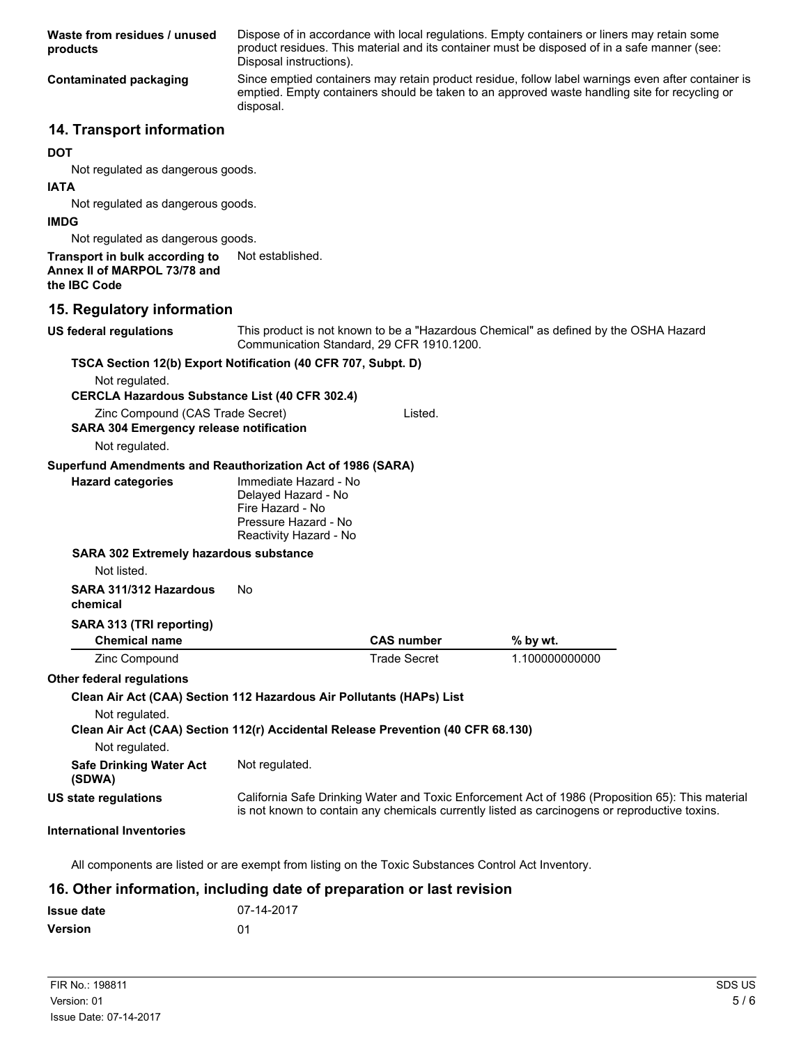**Waste from residues / unused products**
Dispose of in accordance with local regulations. Empty containers or liners may retain some product residues. This material and its container must be disposed of in a safe manner (see: Disposal instructions).

**Contaminated packaging**
Since emptied containers may retain product residue, follow label warnings even after container is emptied. Empty containers should be taken to an approved waste handling site for recycling or disposal.

## 14. Transport information

**DOT**

Not regulated as dangerous goods.

**IATA**

Not regulated as dangerous goods.

**IMDG**

Not regulated as dangerous goods.

**Transport in bulk according to Annex II of MARPOL 73/78 and the IBC Code**
Not established.

## 15. Regulatory information

**US federal regulations**
This product is not known to be a "Hazardous Chemical" as defined by the OSHA Hazard Communication Standard, 29 CFR 1910.1200.

**TSCA Section 12(b) Export Notification (40 CFR 707, Subpt. D)**

Not regulated.

**CERCLA Hazardous Substance List (40 CFR 302.4)**

Zinc Compound (CAS Trade Secret) Listed.

**SARA 304 Emergency release notification**

Not regulated.

**Superfund Amendments and Reauthorization Act of 1986 (SARA)**

**Hazard categories**
Immediate Hazard - No
Delayed Hazard - No
Fire Hazard - No
Pressure Hazard - No
Reactivity Hazard - No

**SARA 302 Extremely hazardous substance**

Not listed.

**SARA 311/312 Hazardous chemical**
No

**SARA 313 (TRI reporting)**

| Chemical name | CAS number | % by wt. |
|---|---|---|
| Zinc Compound | Trade Secret | 1.100000000000 |

**Other federal regulations**

**Clean Air Act (CAA) Section 112 Hazardous Air Pollutants (HAPs) List**

Not regulated.

**Clean Air Act (CAA) Section 112(r) Accidental Release Prevention (40 CFR 68.130)**

Not regulated.

**Safe Drinking Water Act (SDWA)**
Not regulated.

**US state regulations**
California Safe Drinking Water and Toxic Enforcement Act of 1986 (Proposition 65): This material is not known to contain any chemicals currently listed as carcinogens or reproductive toxins.

**International Inventories**

All components are listed or are exempt from listing on the Toxic Substances Control Act Inventory.

## 16. Other information, including date of preparation or last revision

**Issue date** 07-14-2017

**Version** 01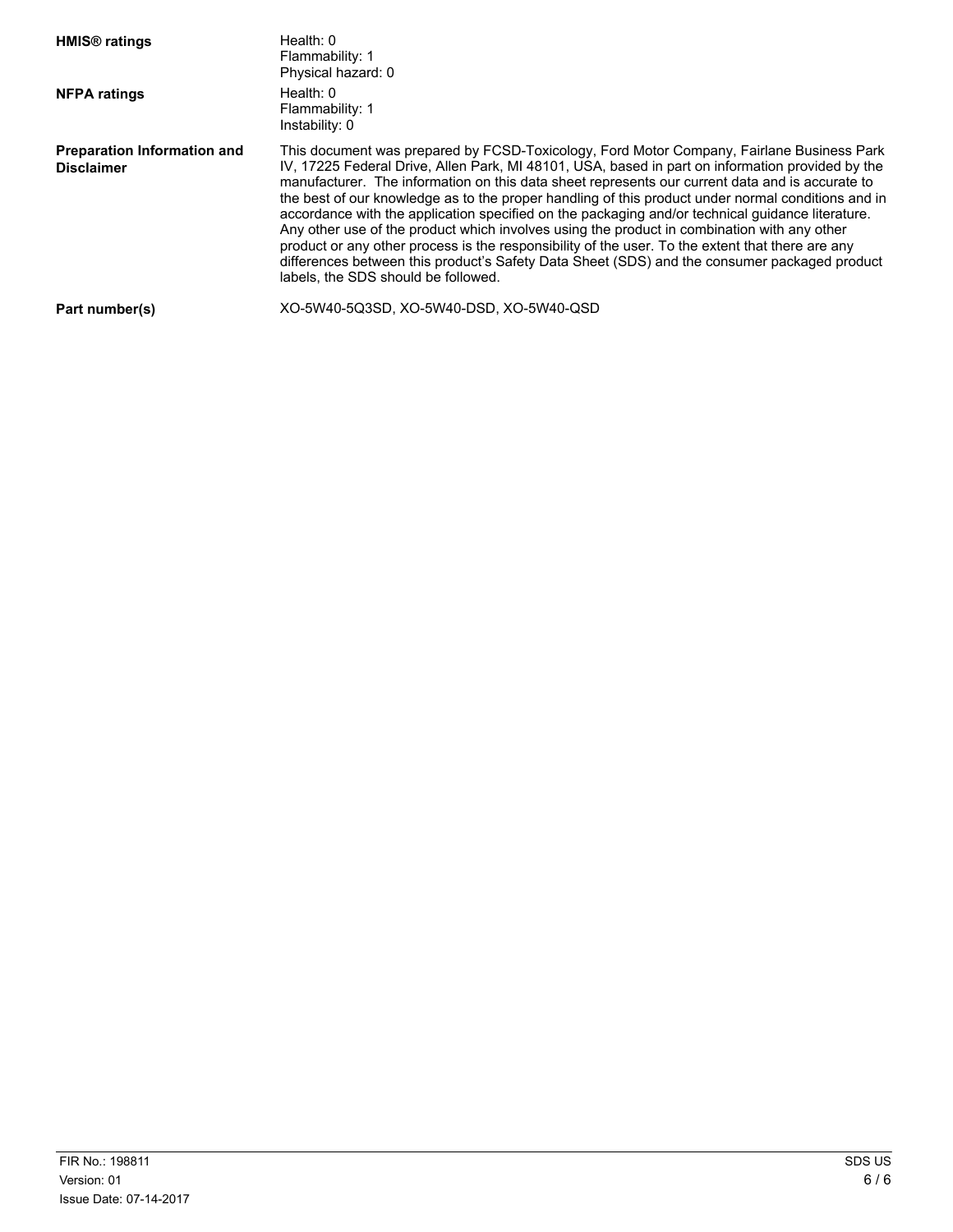**HMIS® ratings**

Health: 0
Flammability: 1
Physical hazard: 0

**NFPA ratings**

Health: 0
Flammability: 1
Instability: 0

**Preparation Information and Disclaimer**

This document was prepared by FCSD-Toxicology, Ford Motor Company, Fairlane Business Park IV, 17225 Federal Drive, Allen Park, MI 48101, USA, based in part on information provided by the manufacturer. The information on this data sheet represents our current data and is accurate to the best of our knowledge as to the proper handling of this product under normal conditions and in accordance with the application specified on the packaging and/or technical guidance literature. Any other use of the product which involves using the product in combination with any other product or any other process is the responsibility of the user. To the extent that there are any differences between this product's Safety Data Sheet (SDS) and the consumer packaged product labels, the SDS should be followed.

**Part number(s)**

XO-5W40-5Q3SD, XO-5W40-DSD, XO-5W40-QSD

FIR No.: 198811
Version: 01
Issue Date: 07-14-2017